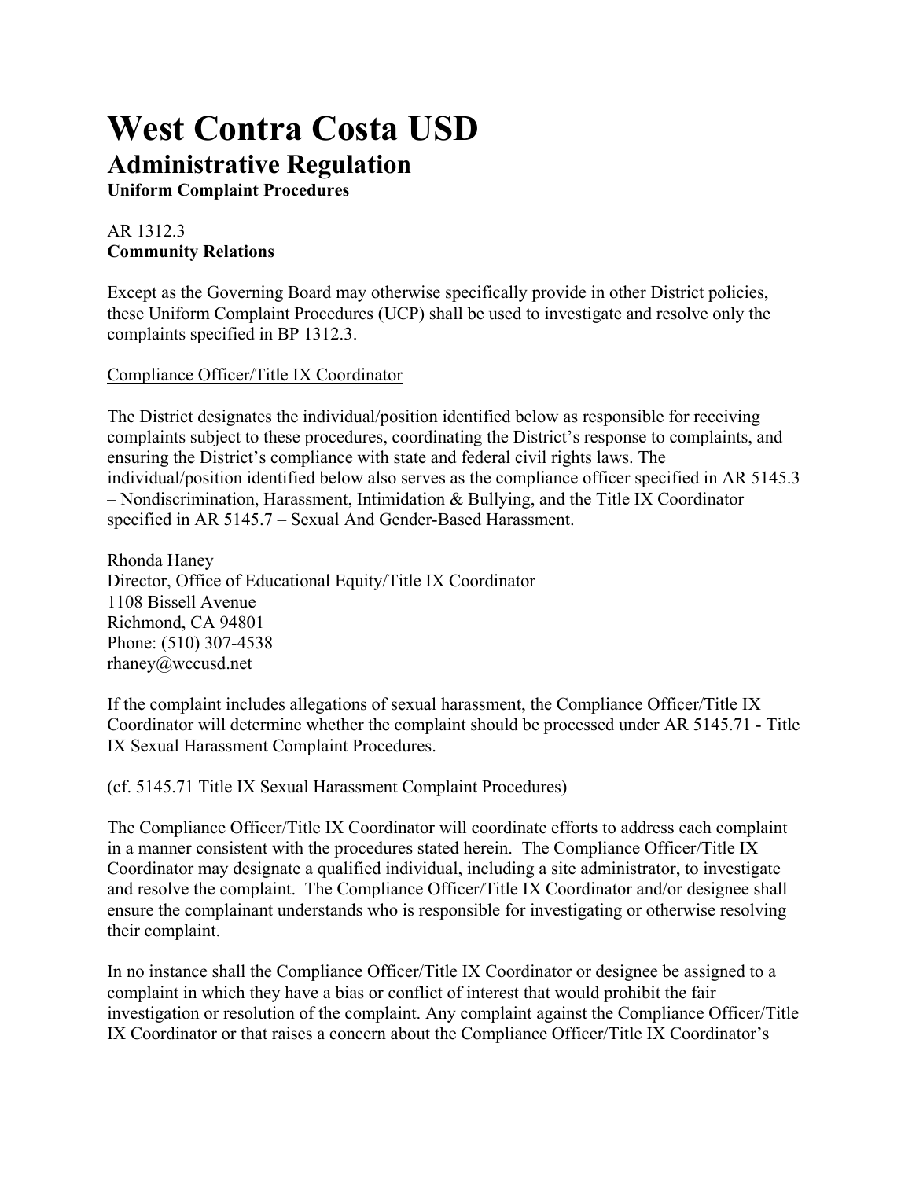# West Contra Costa USD

## Administrative Regulation

**Uniform Complaint Procedures**

AR 1312.3
**Community Relations**

Except as the Governing Board may otherwise specifically provide in other District policies, these Uniform Complaint Procedures (UCP) shall be used to investigate and resolve only the complaints specified in BP 1312.3.

Compliance Officer/Title IX Coordinator

The District designates the individual/position identified below as responsible for receiving complaints subject to these procedures, coordinating the District's response to complaints, and ensuring the District's compliance with state and federal civil rights laws. The individual/position identified below also serves as the compliance officer specified in AR 5145.3 – Nondiscrimination, Harassment, Intimidation & Bullying, and the Title IX Coordinator specified in AR 5145.7 – Sexual And Gender-Based Harassment.

Rhonda Haney
Director, Office of Educational Equity/Title IX Coordinator
1108 Bissell Avenue
Richmond, CA 94801
Phone: (510) 307-4538
rhaney@wccusd.net

If the complaint includes allegations of sexual harassment, the Compliance Officer/Title IX Coordinator will determine whether the complaint should be processed under AR 5145.71 - Title IX Sexual Harassment Complaint Procedures.

(cf. 5145.71 Title IX Sexual Harassment Complaint Procedures)

The Compliance Officer/Title IX Coordinator will coordinate efforts to address each complaint in a manner consistent with the procedures stated herein. The Compliance Officer/Title IX Coordinator may designate a qualified individual, including a site administrator, to investigate and resolve the complaint. The Compliance Officer/Title IX Coordinator and/or designee shall ensure the complainant understands who is responsible for investigating or otherwise resolving their complaint.

In no instance shall the Compliance Officer/Title IX Coordinator or designee be assigned to a complaint in which they have a bias or conflict of interest that would prohibit the fair investigation or resolution of the complaint. Any complaint against the Compliance Officer/Title IX Coordinator or that raises a concern about the Compliance Officer/Title IX Coordinator's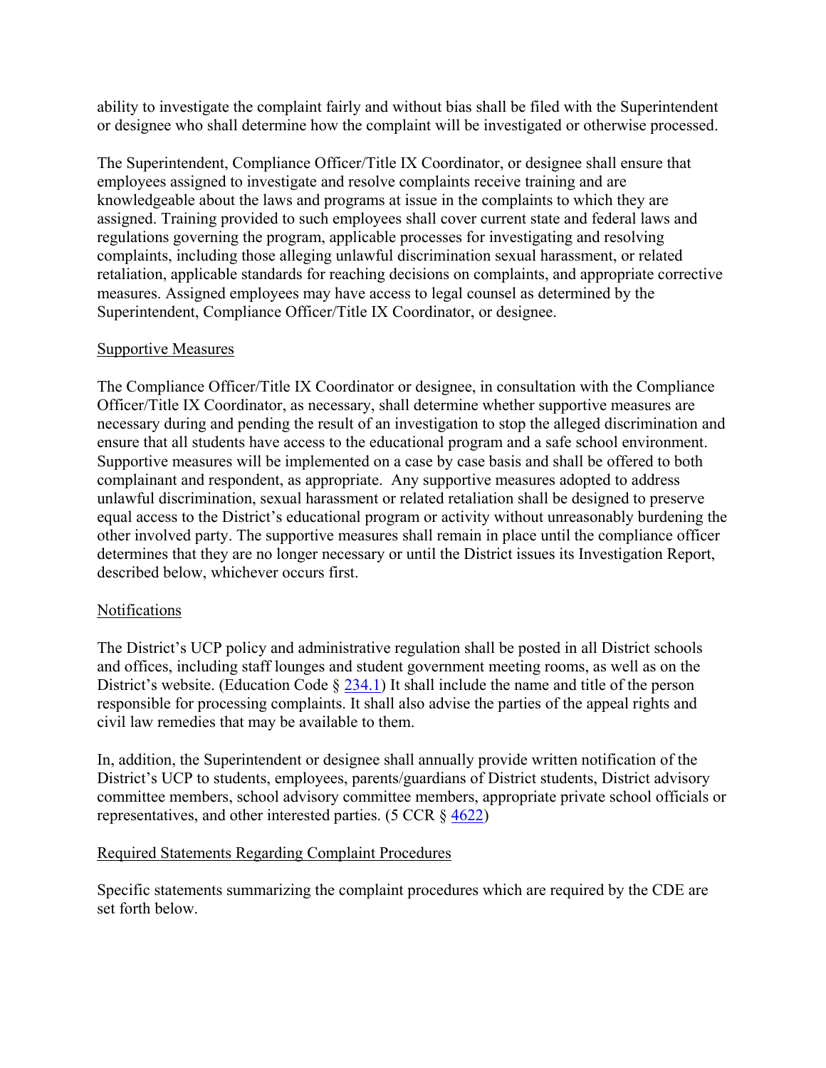ability to investigate the complaint fairly and without bias shall be filed with the Superintendent or designee who shall determine how the complaint will be investigated or otherwise processed.

The Superintendent, Compliance Officer/Title IX Coordinator, or designee shall ensure that employees assigned to investigate and resolve complaints receive training and are knowledgeable about the laws and programs at issue in the complaints to which they are assigned. Training provided to such employees shall cover current state and federal laws and regulations governing the program, applicable processes for investigating and resolving complaints, including those alleging unlawful discrimination sexual harassment, or related retaliation, applicable standards for reaching decisions on complaints, and appropriate corrective measures. Assigned employees may have access to legal counsel as determined by the Superintendent, Compliance Officer/Title IX Coordinator, or designee.

<u>Supportive Measures</u>

The Compliance Officer/Title IX Coordinator or designee, in consultation with the Compliance Officer/Title IX Coordinator, as necessary, shall determine whether supportive measures are necessary during and pending the result of an investigation to stop the alleged discrimination and ensure that all students have access to the educational program and a safe school environment. Supportive measures will be implemented on a case by case basis and shall be offered to both complainant and respondent, as appropriate. Any supportive measures adopted to address unlawful discrimination, sexual harassment or related retaliation shall be designed to preserve equal access to the District's educational program or activity without unreasonably burdening the other involved party. The supportive measures shall remain in place until the compliance officer determines that they are no longer necessary or until the District issues its Investigation Report, described below, whichever occurs first.

<u>Notifications</u>

The District's UCP policy and administrative regulation shall be posted in all District schools and offices, including staff lounges and student government meeting rooms, as well as on the District's website. (Education Code § 234.1) It shall include the name and title of the person responsible for processing complaints. It shall also advise the parties of the appeal rights and civil law remedies that may be available to them.

In, addition, the Superintendent or designee shall annually provide written notification of the District's UCP to students, employees, parents/guardians of District students, District advisory committee members, school advisory committee members, appropriate private school officials or representatives, and other interested parties. (5 CCR § 4622)

<u>Required Statements Regarding Complaint Procedures</u>

Specific statements summarizing the complaint procedures which are required by the CDE are set forth below.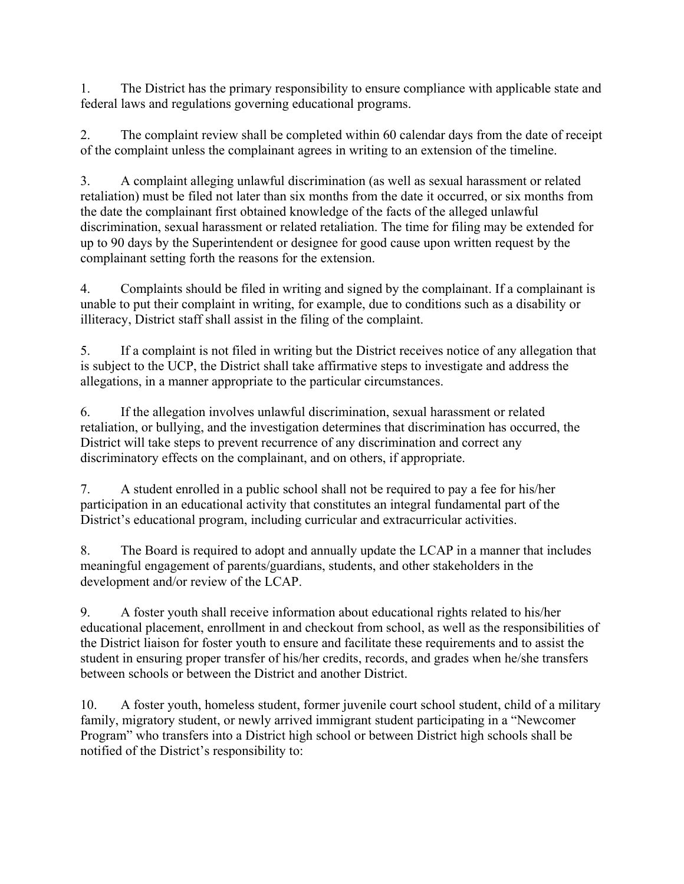1. The District has the primary responsibility to ensure compliance with applicable state and federal laws and regulations governing educational programs.

2. The complaint review shall be completed within 60 calendar days from the date of receipt of the complaint unless the complainant agrees in writing to an extension of the timeline.

3. A complaint alleging unlawful discrimination (as well as sexual harassment or related retaliation) must be filed not later than six months from the date it occurred, or six months from the date the complainant first obtained knowledge of the facts of the alleged unlawful discrimination, sexual harassment or related retaliation. The time for filing may be extended for up to 90 days by the Superintendent or designee for good cause upon written request by the complainant setting forth the reasons for the extension.

4. Complaints should be filed in writing and signed by the complainant. If a complainant is unable to put their complaint in writing, for example, due to conditions such as a disability or illiteracy, District staff shall assist in the filing of the complaint.

5. If a complaint is not filed in writing but the District receives notice of any allegation that is subject to the UCP, the District shall take affirmative steps to investigate and address the allegations, in a manner appropriate to the particular circumstances.

6. If the allegation involves unlawful discrimination, sexual harassment or related retaliation, or bullying, and the investigation determines that discrimination has occurred, the District will take steps to prevent recurrence of any discrimination and correct any discriminatory effects on the complainant, and on others, if appropriate.

7. A student enrolled in a public school shall not be required to pay a fee for his/her participation in an educational activity that constitutes an integral fundamental part of the District's educational program, including curricular and extracurricular activities.

8. The Board is required to adopt and annually update the LCAP in a manner that includes meaningful engagement of parents/guardians, students, and other stakeholders in the development and/or review of the LCAP.

9. A foster youth shall receive information about educational rights related to his/her educational placement, enrollment in and checkout from school, as well as the responsibilities of the District liaison for foster youth to ensure and facilitate these requirements and to assist the student in ensuring proper transfer of his/her credits, records, and grades when he/she transfers between schools or between the District and another District.

10. A foster youth, homeless student, former juvenile court school student, child of a military family, migratory student, or newly arrived immigrant student participating in a "Newcomer Program" who transfers into a District high school or between District high schools shall be notified of the District's responsibility to: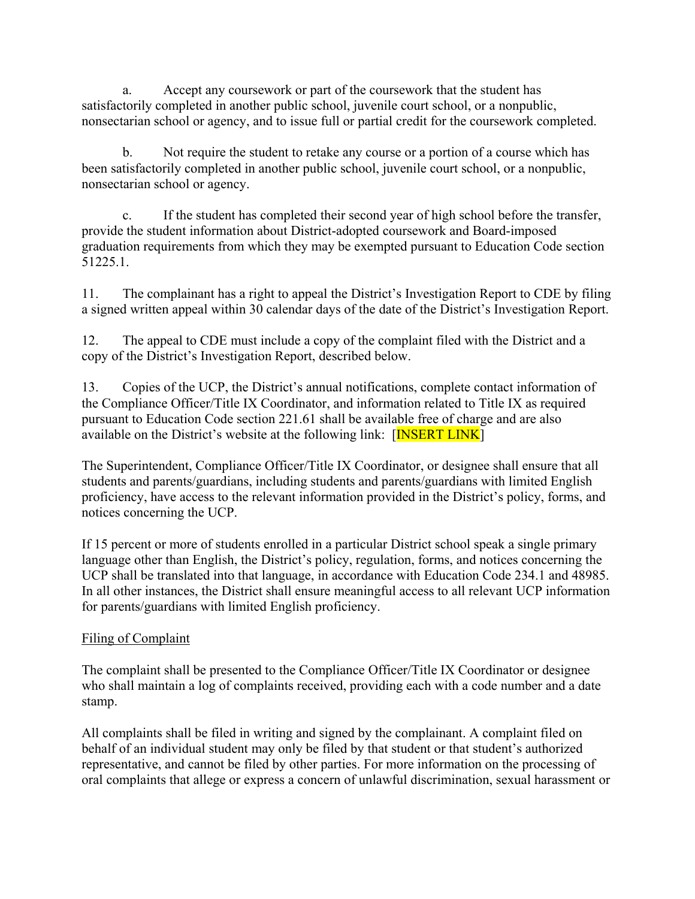a. Accept any coursework or part of the coursework that the student has satisfactorily completed in another public school, juvenile court school, or a nonpublic, nonsectarian school or agency, and to issue full or partial credit for the coursework completed.

b. Not require the student to retake any course or a portion of a course which has been satisfactorily completed in another public school, juvenile court school, or a nonpublic, nonsectarian school or agency.

c. If the student has completed their second year of high school before the transfer, provide the student information about District-adopted coursework and Board-imposed graduation requirements from which they may be exempted pursuant to Education Code section 51225.1.

11. The complainant has a right to appeal the District's Investigation Report to CDE by filing a signed written appeal within 30 calendar days of the date of the District's Investigation Report.

12. The appeal to CDE must include a copy of the complaint filed with the District and a copy of the District's Investigation Report, described below.

13. Copies of the UCP, the District's annual notifications, complete contact information of the Compliance Officer/Title IX Coordinator, and information related to Title IX as required pursuant to Education Code section 221.61 shall be available free of charge and are also available on the District's website at the following link: [INSERT LINK]

The Superintendent, Compliance Officer/Title IX Coordinator, or designee shall ensure that all students and parents/guardians, including students and parents/guardians with limited English proficiency, have access to the relevant information provided in the District's policy, forms, and notices concerning the UCP.

If 15 percent or more of students enrolled in a particular District school speak a single primary language other than English, the District's policy, regulation, forms, and notices concerning the UCP shall be translated into that language, in accordance with Education Code 234.1 and 48985. In all other instances, the District shall ensure meaningful access to all relevant UCP information for parents/guardians with limited English proficiency.

Filing of Complaint

The complaint shall be presented to the Compliance Officer/Title IX Coordinator or designee who shall maintain a log of complaints received, providing each with a code number and a date stamp.

All complaints shall be filed in writing and signed by the complainant. A complaint filed on behalf of an individual student may only be filed by that student or that student's authorized representative, and cannot be filed by other parties. For more information on the processing of oral complaints that allege or express a concern of unlawful discrimination, sexual harassment or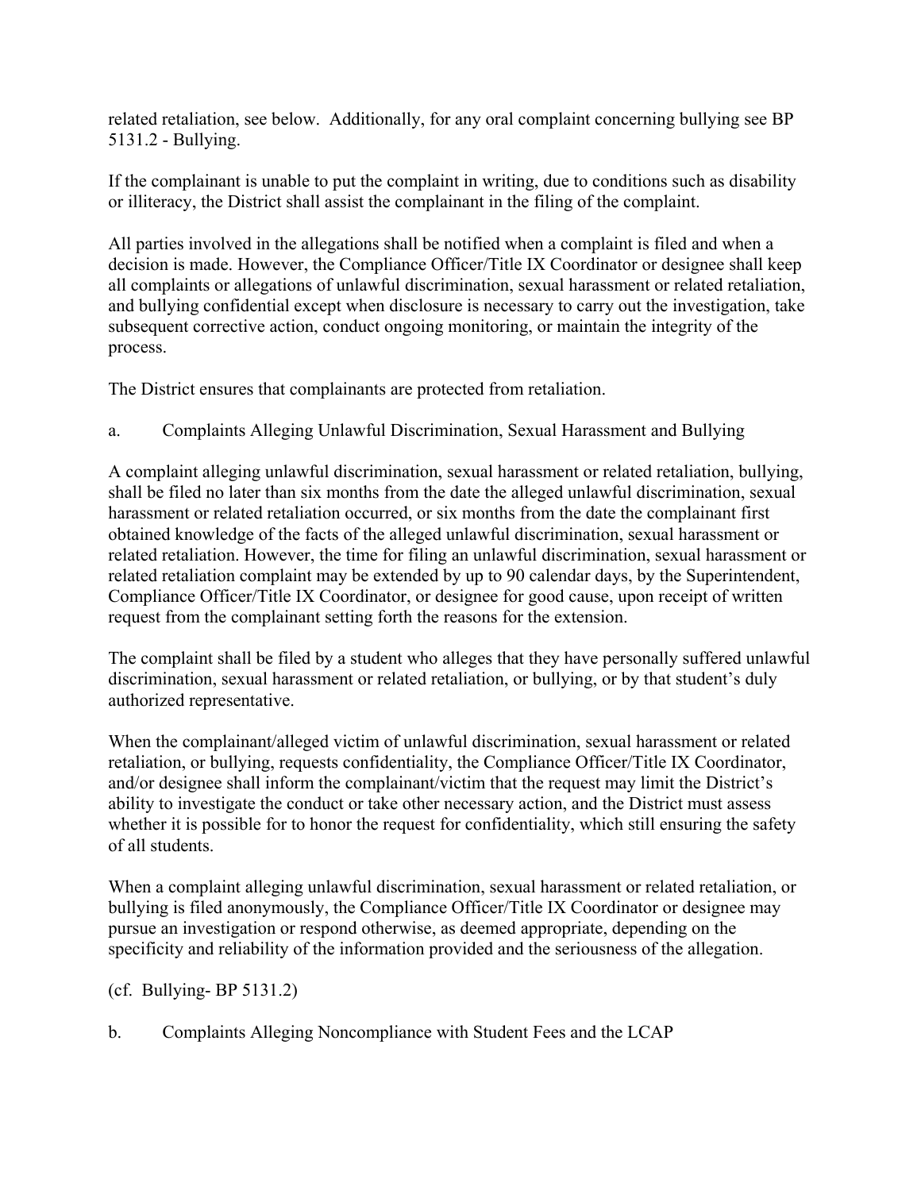related retaliation, see below. Additionally, for any oral complaint concerning bullying see BP 5131.2 - Bullying.

If the complainant is unable to put the complaint in writing, due to conditions such as disability or illiteracy, the District shall assist the complainant in the filing of the complaint.

All parties involved in the allegations shall be notified when a complaint is filed and when a decision is made. However, the Compliance Officer/Title IX Coordinator or designee shall keep all complaints or allegations of unlawful discrimination, sexual harassment or related retaliation, and bullying confidential except when disclosure is necessary to carry out the investigation, take subsequent corrective action, conduct ongoing monitoring, or maintain the integrity of the process.

The District ensures that complainants are protected from retaliation.

a. Complaints Alleging Unlawful Discrimination, Sexual Harassment and Bullying

A complaint alleging unlawful discrimination, sexual harassment or related retaliation, bullying, shall be filed no later than six months from the date the alleged unlawful discrimination, sexual harassment or related retaliation occurred, or six months from the date the complainant first obtained knowledge of the facts of the alleged unlawful discrimination, sexual harassment or related retaliation. However, the time for filing an unlawful discrimination, sexual harassment or related retaliation complaint may be extended by up to 90 calendar days, by the Superintendent, Compliance Officer/Title IX Coordinator, or designee for good cause, upon receipt of written request from the complainant setting forth the reasons for the extension.

The complaint shall be filed by a student who alleges that they have personally suffered unlawful discrimination, sexual harassment or related retaliation, or bullying, or by that student's duly authorized representative.

When the complainant/alleged victim of unlawful discrimination, sexual harassment or related retaliation, or bullying, requests confidentiality, the Compliance Officer/Title IX Coordinator, and/or designee shall inform the complainant/victim that the request may limit the District's ability to investigate the conduct or take other necessary action, and the District must assess whether it is possible for to honor the request for confidentiality, which still ensuring the safety of all students.

When a complaint alleging unlawful discrimination, sexual harassment or related retaliation, or bullying is filed anonymously, the Compliance Officer/Title IX Coordinator or designee may pursue an investigation or respond otherwise, as deemed appropriate, depending on the specificity and reliability of the information provided and the seriousness of the allegation.

(cf. Bullying- BP 5131.2)

b. Complaints Alleging Noncompliance with Student Fees and the LCAP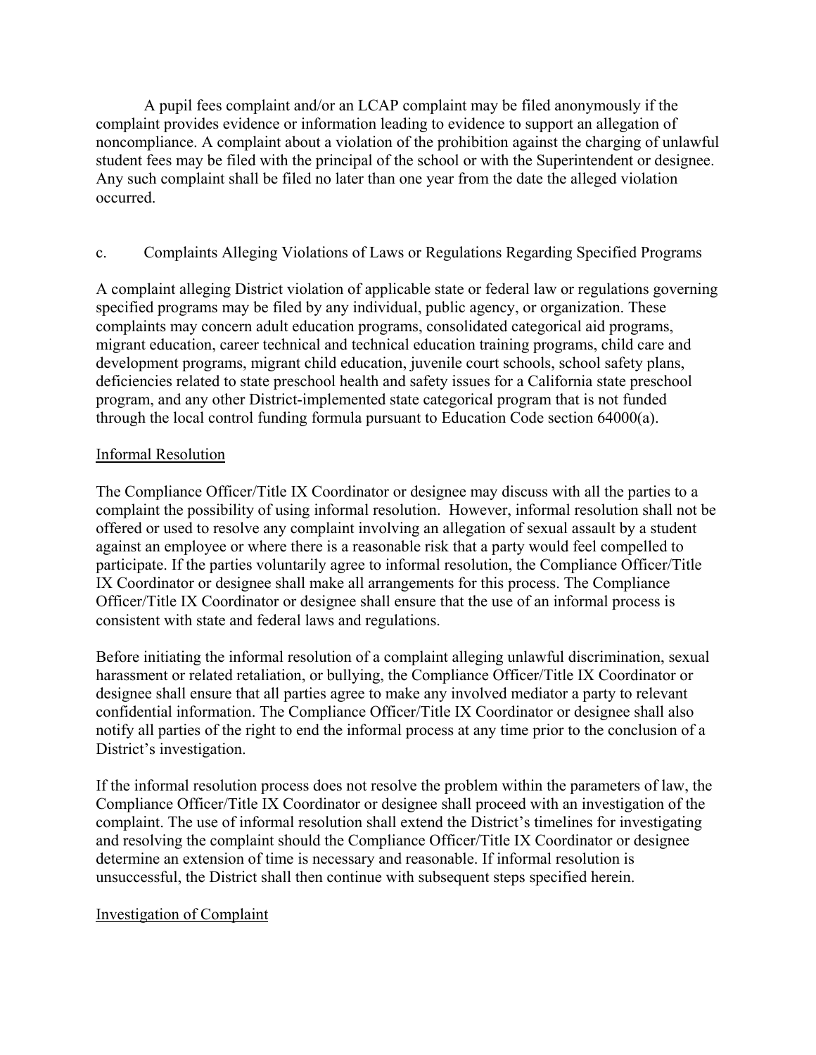A pupil fees complaint and/or an LCAP complaint may be filed anonymously if the complaint provides evidence or information leading to evidence to support an allegation of noncompliance. A complaint about a violation of the prohibition against the charging of unlawful student fees may be filed with the principal of the school or with the Superintendent or designee. Any such complaint shall be filed no later than one year from the date the alleged violation occurred.

c. Complaints Alleging Violations of Laws or Regulations Regarding Specified Programs

A complaint alleging District violation of applicable state or federal law or regulations governing specified programs may be filed by any individual, public agency, or organization. These complaints may concern adult education programs, consolidated categorical aid programs, migrant education, career technical and technical education training programs, child care and development programs, migrant child education, juvenile court schools, school safety plans, deficiencies related to state preschool health and safety issues for a California state preschool program, and any other District-implemented state categorical program that is not funded through the local control funding formula pursuant to Education Code section 64000(a).

<u>Informal Resolution</u>

The Compliance Officer/Title IX Coordinator or designee may discuss with all the parties to a complaint the possibility of using informal resolution. However, informal resolution shall not be offered or used to resolve any complaint involving an allegation of sexual assault by a student against an employee or where there is a reasonable risk that a party would feel compelled to participate. If the parties voluntarily agree to informal resolution, the Compliance Officer/Title IX Coordinator or designee shall make all arrangements for this process. The Compliance Officer/Title IX Coordinator or designee shall ensure that the use of an informal process is consistent with state and federal laws and regulations.

Before initiating the informal resolution of a complaint alleging unlawful discrimination, sexual harassment or related retaliation, or bullying, the Compliance Officer/Title IX Coordinator or designee shall ensure that all parties agree to make any involved mediator a party to relevant confidential information. The Compliance Officer/Title IX Coordinator or designee shall also notify all parties of the right to end the informal process at any time prior to the conclusion of a District's investigation.

If the informal resolution process does not resolve the problem within the parameters of law, the Compliance Officer/Title IX Coordinator or designee shall proceed with an investigation of the complaint. The use of informal resolution shall extend the District's timelines for investigating and resolving the complaint should the Compliance Officer/Title IX Coordinator or designee determine an extension of time is necessary and reasonable. If informal resolution is unsuccessful, the District shall then continue with subsequent steps specified herein.

<u>Investigation of Complaint</u>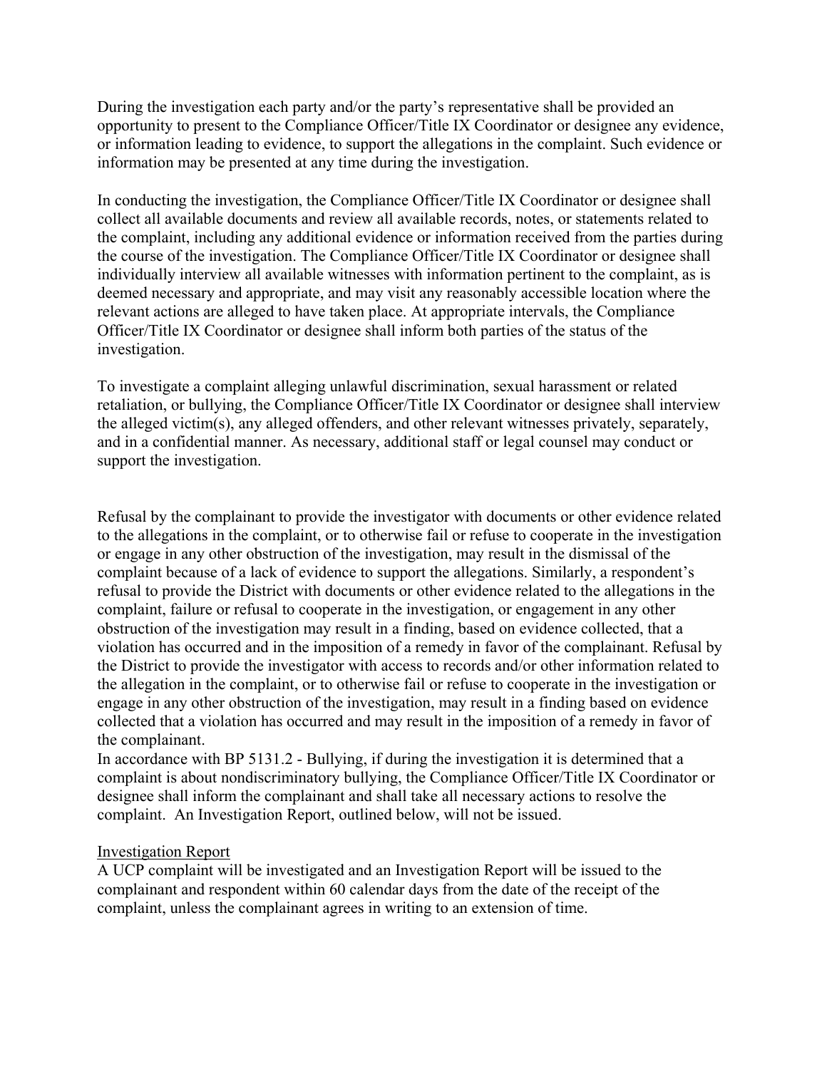During the investigation each party and/or the party's representative shall be provided an opportunity to present to the Compliance Officer/Title IX Coordinator or designee any evidence, or information leading to evidence, to support the allegations in the complaint. Such evidence or information may be presented at any time during the investigation.

In conducting the investigation, the Compliance Officer/Title IX Coordinator or designee shall collect all available documents and review all available records, notes, or statements related to the complaint, including any additional evidence or information received from the parties during the course of the investigation. The Compliance Officer/Title IX Coordinator or designee shall individually interview all available witnesses with information pertinent to the complaint, as is deemed necessary and appropriate, and may visit any reasonably accessible location where the relevant actions are alleged to have taken place. At appropriate intervals, the Compliance Officer/Title IX Coordinator or designee shall inform both parties of the status of the investigation.

To investigate a complaint alleging unlawful discrimination, sexual harassment or related retaliation, or bullying, the Compliance Officer/Title IX Coordinator or designee shall interview the alleged victim(s), any alleged offenders, and other relevant witnesses privately, separately, and in a confidential manner. As necessary, additional staff or legal counsel may conduct or support the investigation.

Refusal by the complainant to provide the investigator with documents or other evidence related to the allegations in the complaint, or to otherwise fail or refuse to cooperate in the investigation or engage in any other obstruction of the investigation, may result in the dismissal of the complaint because of a lack of evidence to support the allegations. Similarly, a respondent's refusal to provide the District with documents or other evidence related to the allegations in the complaint, failure or refusal to cooperate in the investigation, or engagement in any other obstruction of the investigation may result in a finding, based on evidence collected, that a violation has occurred and in the imposition of a remedy in favor of the complainant. Refusal by the District to provide the investigator with access to records and/or other information related to the allegation in the complaint, or to otherwise fail or refuse to cooperate in the investigation or engage in any other obstruction of the investigation, may result in a finding based on evidence collected that a violation has occurred and may result in the imposition of a remedy in favor of the complainant.

In accordance with BP 5131.2 - Bullying, if during the investigation it is determined that a complaint is about nondiscriminatory bullying, the Compliance Officer/Title IX Coordinator or designee shall inform the complainant and shall take all necessary actions to resolve the complaint. An Investigation Report, outlined below, will not be issued.

<u>Investigation Report</u>

A UCP complaint will be investigated and an Investigation Report will be issued to the complainant and respondent within 60 calendar days from the date of the receipt of the complaint, unless the complainant agrees in writing to an extension of time.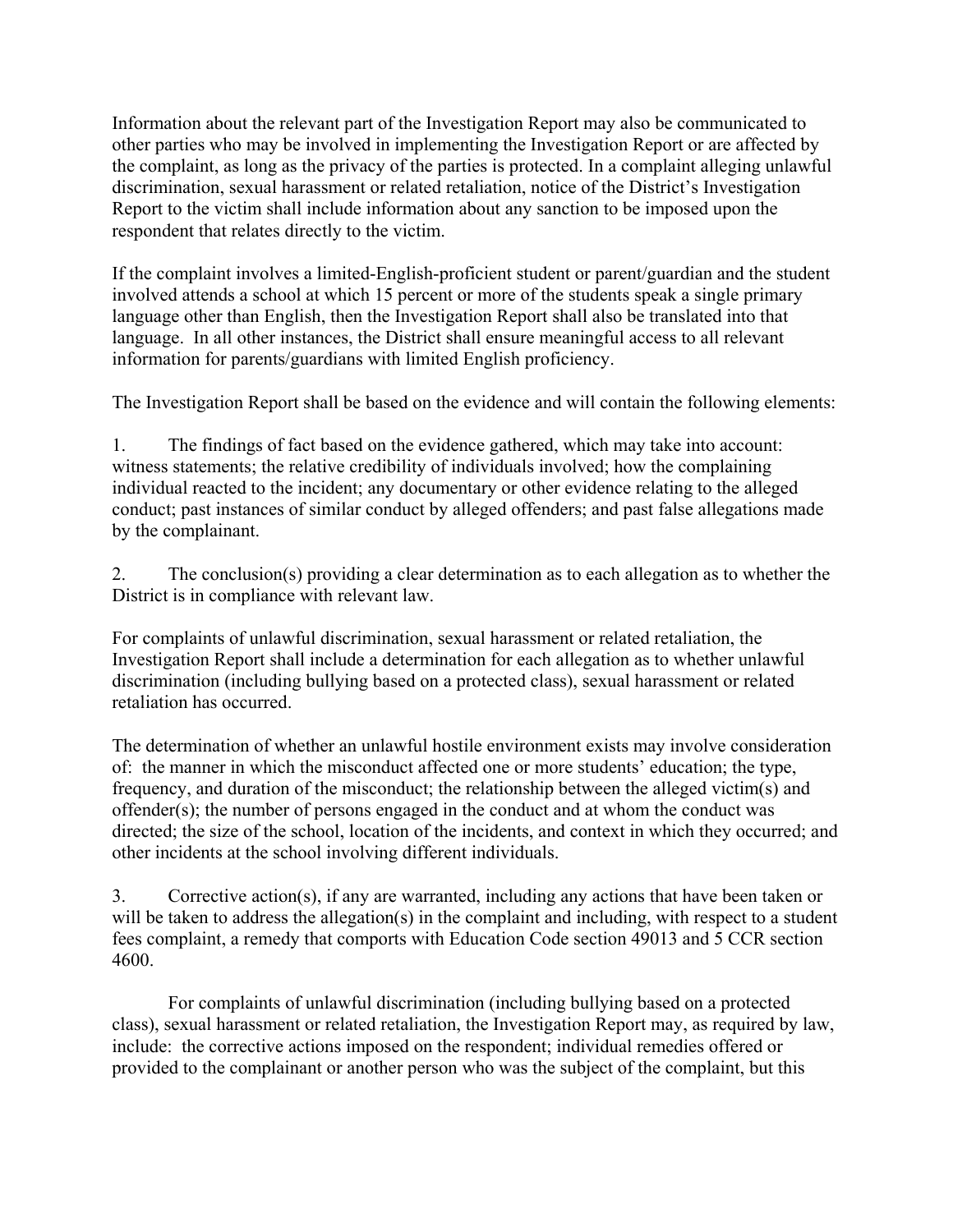Information about the relevant part of the Investigation Report may also be communicated to other parties who may be involved in implementing the Investigation Report or are affected by the complaint, as long as the privacy of the parties is protected. In a complaint alleging unlawful discrimination, sexual harassment or related retaliation, notice of the District's Investigation Report to the victim shall include information about any sanction to be imposed upon the respondent that relates directly to the victim.

If the complaint involves a limited-English-proficient student or parent/guardian and the student involved attends a school at which 15 percent or more of the students speak a single primary language other than English, then the Investigation Report shall also be translated into that language. In all other instances, the District shall ensure meaningful access to all relevant information for parents/guardians with limited English proficiency.

The Investigation Report shall be based on the evidence and will contain the following elements:

1. The findings of fact based on the evidence gathered, which may take into account: witness statements; the relative credibility of individuals involved; how the complaining individual reacted to the incident; any documentary or other evidence relating to the alleged conduct; past instances of similar conduct by alleged offenders; and past false allegations made by the complainant.

2. The conclusion(s) providing a clear determination as to each allegation as to whether the District is in compliance with relevant law.

For complaints of unlawful discrimination, sexual harassment or related retaliation, the Investigation Report shall include a determination for each allegation as to whether unlawful discrimination (including bullying based on a protected class), sexual harassment or related retaliation has occurred.

The determination of whether an unlawful hostile environment exists may involve consideration of: the manner in which the misconduct affected one or more students' education; the type, frequency, and duration of the misconduct; the relationship between the alleged victim(s) and offender(s); the number of persons engaged in the conduct and at whom the conduct was directed; the size of the school, location of the incidents, and context in which they occurred; and other incidents at the school involving different individuals.

3. Corrective action(s), if any are warranted, including any actions that have been taken or will be taken to address the allegation(s) in the complaint and including, with respect to a student fees complaint, a remedy that comports with Education Code section 49013 and 5 CCR section 4600.

For complaints of unlawful discrimination (including bullying based on a protected class), sexual harassment or related retaliation, the Investigation Report may, as required by law, include: the corrective actions imposed on the respondent; individual remedies offered or provided to the complainant or another person who was the subject of the complaint, but this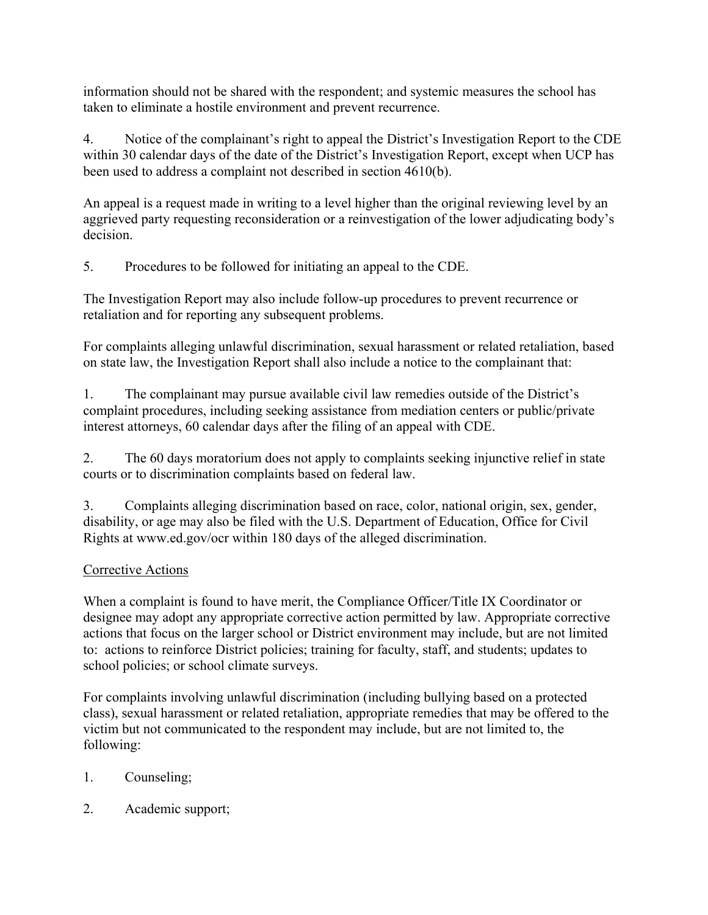information should not be shared with the respondent; and systemic measures the school has taken to eliminate a hostile environment and prevent recurrence.

4. Notice of the complainant's right to appeal the District's Investigation Report to the CDE within 30 calendar days of the date of the District's Investigation Report, except when UCP has been used to address a complaint not described in section 4610(b).

An appeal is a request made in writing to a level higher than the original reviewing level by an aggrieved party requesting reconsideration or a reinvestigation of the lower adjudicating body's decision.

5. Procedures to be followed for initiating an appeal to the CDE.

The Investigation Report may also include follow-up procedures to prevent recurrence or retaliation and for reporting any subsequent problems.

For complaints alleging unlawful discrimination, sexual harassment or related retaliation, based on state law, the Investigation Report shall also include a notice to the complainant that:

1. The complainant may pursue available civil law remedies outside of the District's complaint procedures, including seeking assistance from mediation centers or public/private interest attorneys, 60 calendar days after the filing of an appeal with CDE.

2. The 60 days moratorium does not apply to complaints seeking injunctive relief in state courts or to discrimination complaints based on federal law.

3. Complaints alleging discrimination based on race, color, national origin, sex, gender, disability, or age may also be filed with the U.S. Department of Education, Office for Civil Rights at www.ed.gov/ocr within 180 days of the alleged discrimination.

<u>Corrective Actions</u>

When a complaint is found to have merit, the Compliance Officer/Title IX Coordinator or designee may adopt any appropriate corrective action permitted by law. Appropriate corrective actions that focus on the larger school or District environment may include, but are not limited to: actions to reinforce District policies; training for faculty, staff, and students; updates to school policies; or school climate surveys.

For complaints involving unlawful discrimination (including bullying based on a protected class), sexual harassment or related retaliation, appropriate remedies that may be offered to the victim but not communicated to the respondent may include, but are not limited to, the following:

1. Counseling;

2. Academic support;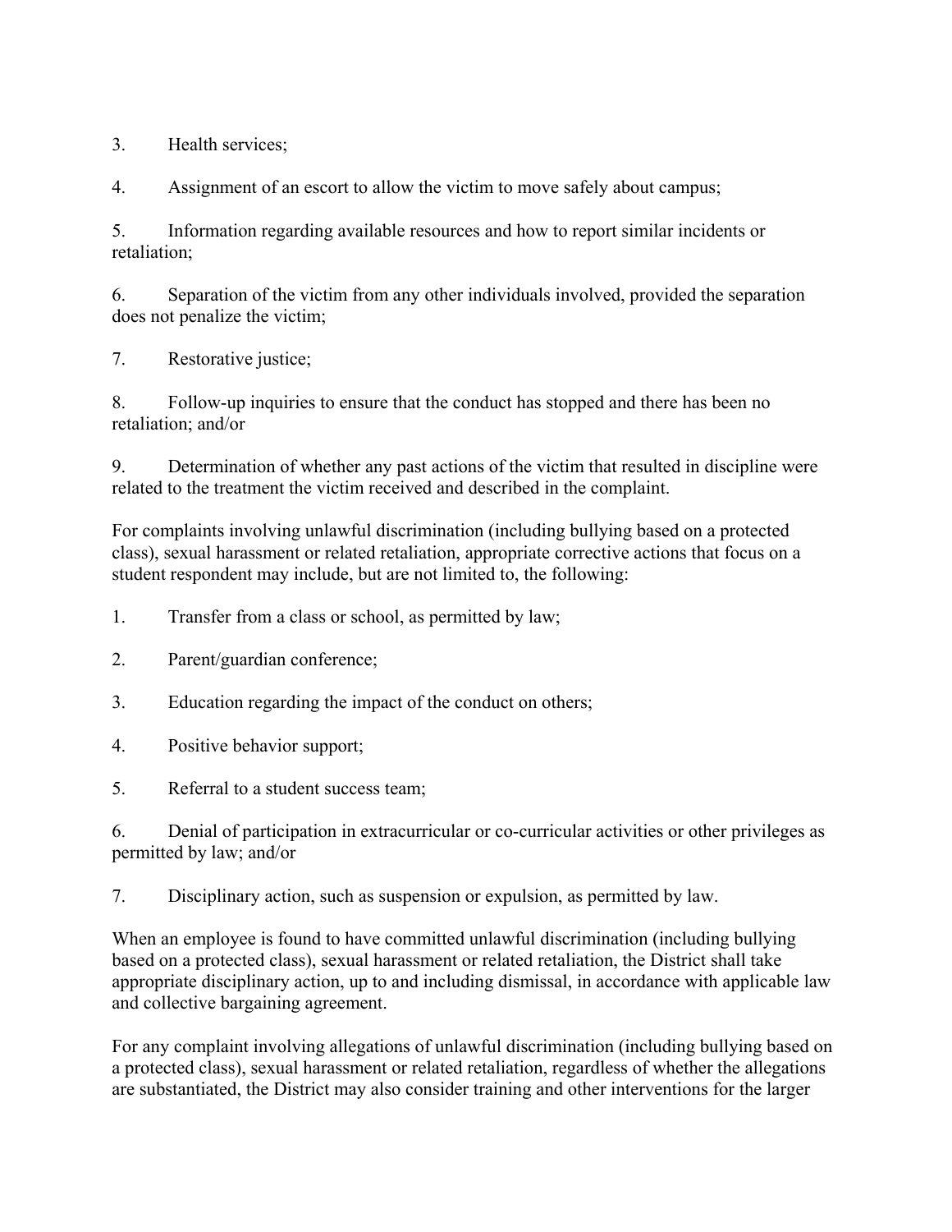3. Health services;

4. Assignment of an escort to allow the victim to move safely about campus;

5. Information regarding available resources and how to report similar incidents or retaliation;

6. Separation of the victim from any other individuals involved, provided the separation does not penalize the victim;

7. Restorative justice;

8. Follow-up inquiries to ensure that the conduct has stopped and there has been no retaliation; and/or

9. Determination of whether any past actions of the victim that resulted in discipline were related to the treatment the victim received and described in the complaint.

For complaints involving unlawful discrimination (including bullying based on a protected class), sexual harassment or related retaliation, appropriate corrective actions that focus on a student respondent may include, but are not limited to, the following:

1. Transfer from a class or school, as permitted by law;

2. Parent/guardian conference;

3. Education regarding the impact of the conduct on others;

4. Positive behavior support;

5. Referral to a student success team;

6. Denial of participation in extracurricular or co-curricular activities or other privileges as permitted by law; and/or

7. Disciplinary action, such as suspension or expulsion, as permitted by law.

When an employee is found to have committed unlawful discrimination (including bullying based on a protected class), sexual harassment or related retaliation, the District shall take appropriate disciplinary action, up to and including dismissal, in accordance with applicable law and collective bargaining agreement.

For any complaint involving allegations of unlawful discrimination (including bullying based on a protected class), sexual harassment or related retaliation, regardless of whether the allegations are substantiated, the District may also consider training and other interventions for the larger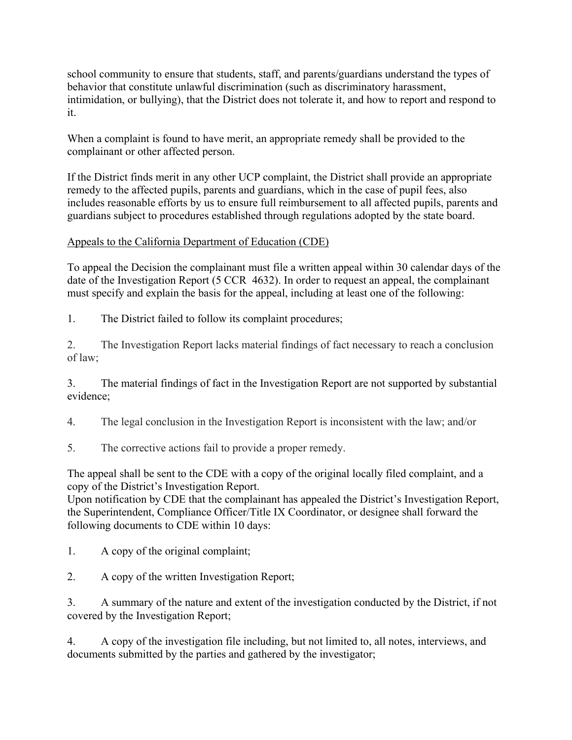school community to ensure that students, staff, and parents/guardians understand the types of behavior that constitute unlawful discrimination (such as discriminatory harassment, intimidation, or bullying), that the District does not tolerate it, and how to report and respond to it.

When a complaint is found to have merit, an appropriate remedy shall be provided to the complainant or other affected person.

If the District finds merit in any other UCP complaint, the District shall provide an appropriate remedy to the affected pupils, parents and guardians, which in the case of pupil fees, also includes reasonable efforts by us to ensure full reimbursement to all affected pupils, parents and guardians subject to procedures established through regulations adopted by the state board.

<u>Appeals to the California Department of Education (CDE)</u>

To appeal the Decision the complainant must file a written appeal within 30 calendar days of the date of the Investigation Report (5 CCR 4632). In order to request an appeal, the complainant must specify and explain the basis for the appeal, including at least one of the following:

1. The District failed to follow its complaint procedures;

2. The Investigation Report lacks material findings of fact necessary to reach a conclusion of law;

3. The material findings of fact in the Investigation Report are not supported by substantial evidence;

4. The legal conclusion in the Investigation Report is inconsistent with the law; and/or

5. The corrective actions fail to provide a proper remedy.

The appeal shall be sent to the CDE with a copy of the original locally filed complaint, and a copy of the District's Investigation Report.
Upon notification by CDE that the complainant has appealed the District's Investigation Report, the Superintendent, Compliance Officer/Title IX Coordinator, or designee shall forward the following documents to CDE within 10 days:

1. A copy of the original complaint;

2. A copy of the written Investigation Report;

3. A summary of the nature and extent of the investigation conducted by the District, if not covered by the Investigation Report;

4. A copy of the investigation file including, but not limited to, all notes, interviews, and documents submitted by the parties and gathered by the investigator;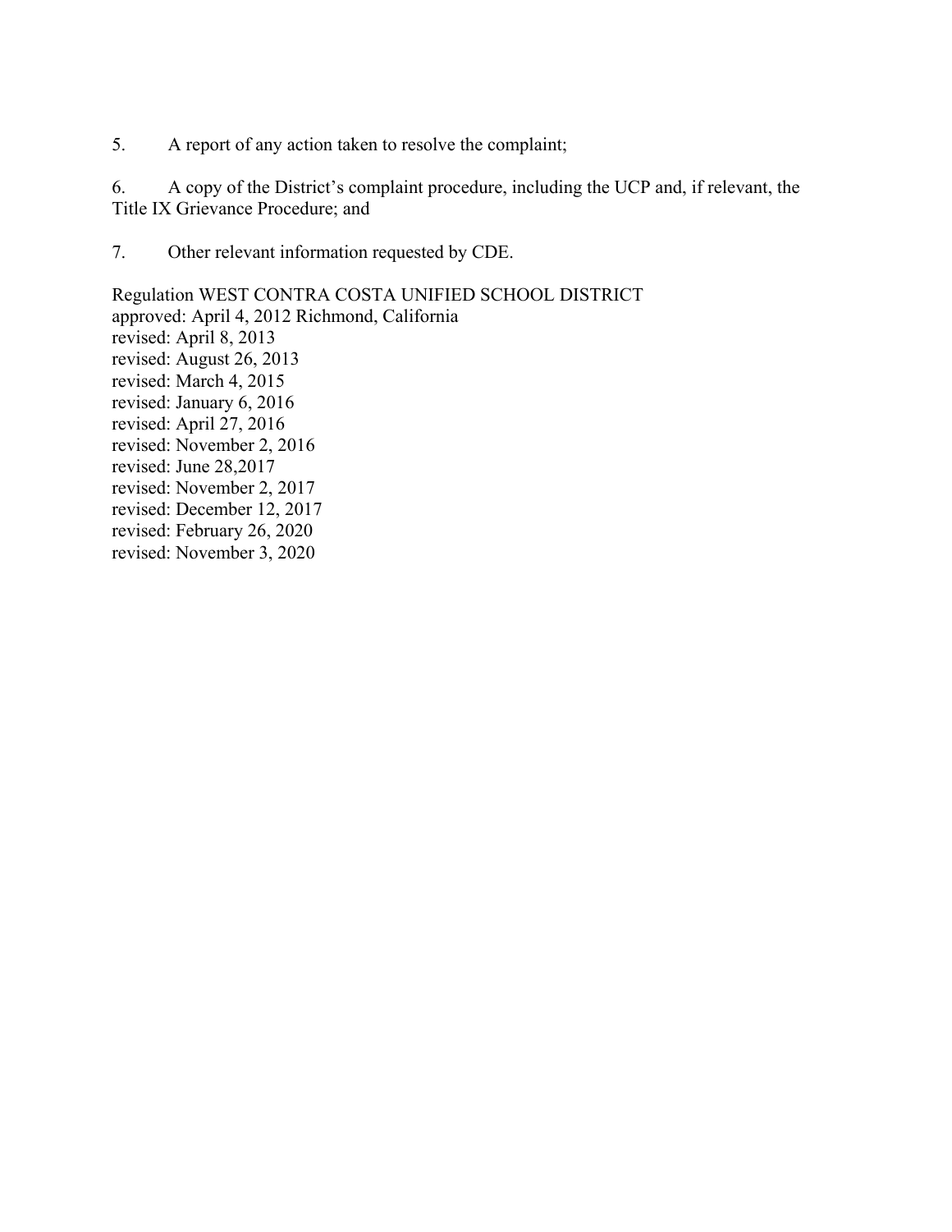5. A report of any action taken to resolve the complaint;

6. A copy of the District's complaint procedure, including the UCP and, if relevant, the Title IX Grievance Procedure; and

7. Other relevant information requested by CDE.

Regulation WEST CONTRA COSTA UNIFIED SCHOOL DISTRICT
approved: April 4, 2012 Richmond, California
revised: April 8, 2013
revised: August 26, 2013
revised: March 4, 2015
revised: January 6, 2016
revised: April 27, 2016
revised: November 2, 2016
revised: June 28,2017
revised: November 2, 2017
revised: December 12, 2017
revised: February 26, 2020
revised: November 3, 2020